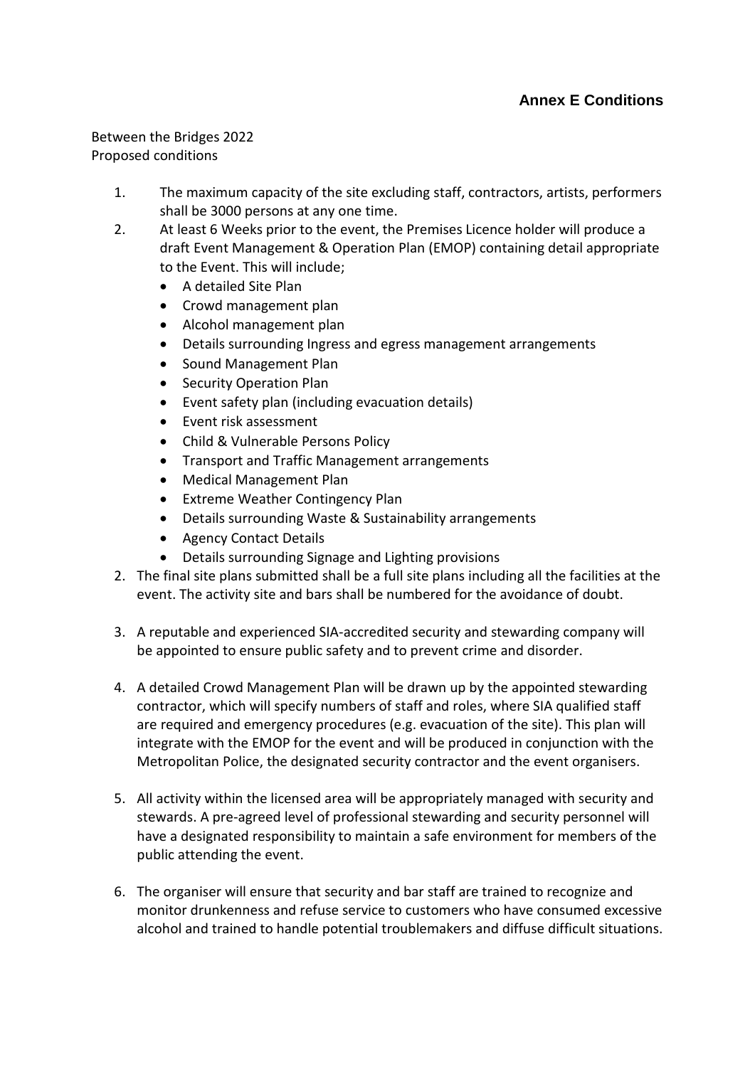**Annex E Conditions**

Between the Bridges 2022
Proposed conditions

1. The maximum capacity of the site excluding staff, contractors, artists, performers shall be 3000 persons at any one time.
2. At least 6 Weeks prior to the event, the Premises Licence holder will produce a draft Event Management & Operation Plan (EMOP) containing detail appropriate to the Event. This will include;
   - A detailed Site Plan
   - Crowd management plan
   - Alcohol management plan
   - Details surrounding Ingress and egress management arrangements
   - Sound Management Plan
   - Security Operation Plan
   - Event safety plan (including evacuation details)
   - Event risk assessment
   - Child & Vulnerable Persons Policy
   - Transport and Traffic Management arrangements
   - Medical Management Plan
   - Extreme Weather Contingency Plan
   - Details surrounding Waste & Sustainability arrangements
   - Agency Contact Details
   - Details surrounding Signage and Lighting provisions

2. The final site plans submitted shall be a full site plans including all the facilities at the event. The activity site and bars shall be numbered for the avoidance of doubt.

3. A reputable and experienced SIA-accredited security and stewarding company will be appointed to ensure public safety and to prevent crime and disorder.

4. A detailed Crowd Management Plan will be drawn up by the appointed stewarding contractor, which will specify numbers of staff and roles, where SIA qualified staff are required and emergency procedures (e.g. evacuation of the site). This plan will integrate with the EMOP for the event and will be produced in conjunction with the Metropolitan Police, the designated security contractor and the event organisers.

5. All activity within the licensed area will be appropriately managed with security and stewards. A pre-agreed level of professional stewarding and security personnel will have a designated responsibility to maintain a safe environment for members of the public attending the event.

6. The organiser will ensure that security and bar staff are trained to recognize and monitor drunkenness and refuse service to customers who have consumed excessive alcohol and trained to handle potential troublemakers and diffuse difficult situations.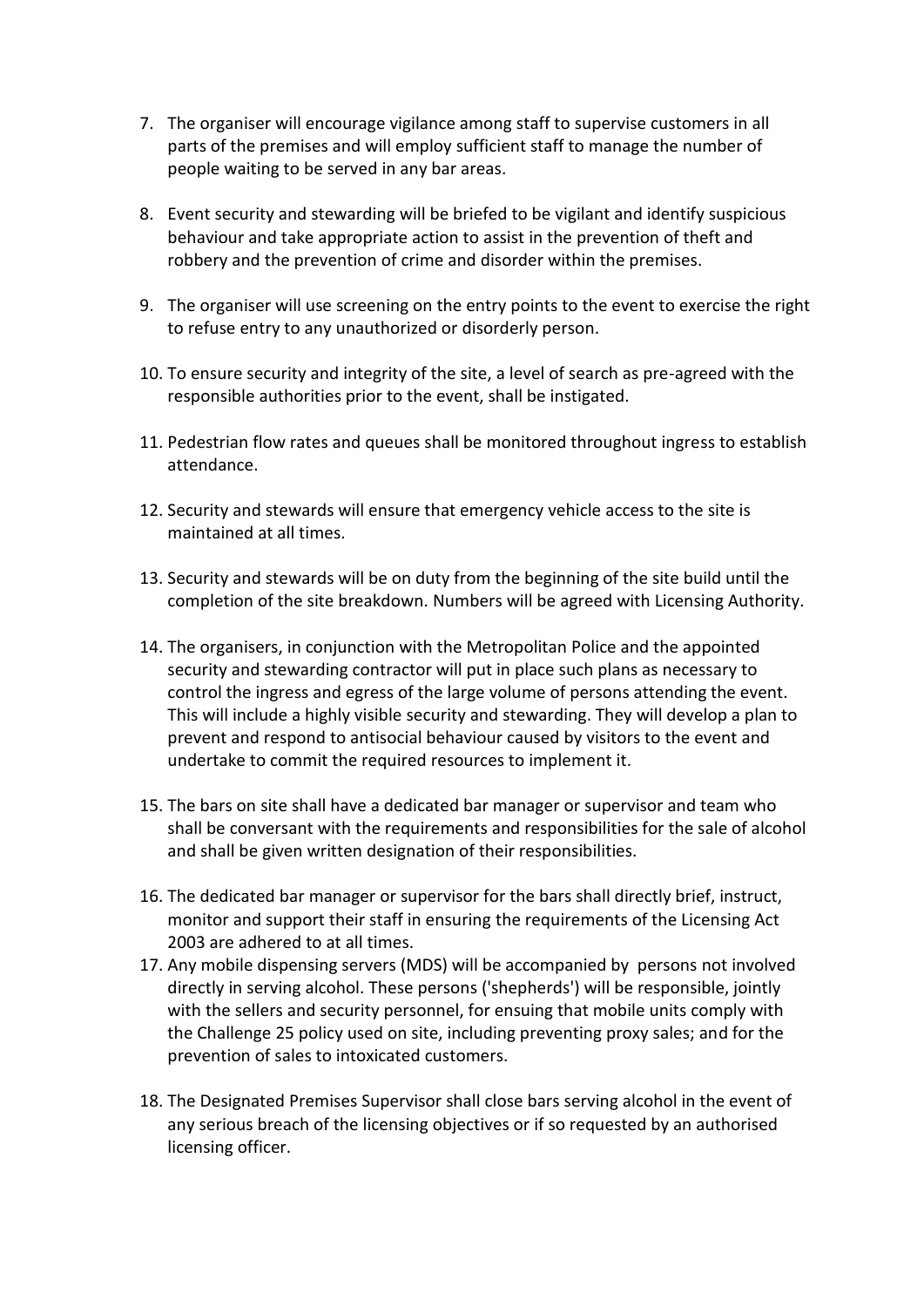7. The organiser will encourage vigilance among staff to supervise customers in all parts of the premises and will employ sufficient staff to manage the number of people waiting to be served in any bar areas.

8. Event security and stewarding will be briefed to be vigilant and identify suspicious behaviour and take appropriate action to assist in the prevention of theft and robbery and the prevention of crime and disorder within the premises.

9. The organiser will use screening on the entry points to the event to exercise the right to refuse entry to any unauthorized or disorderly person.

10. To ensure security and integrity of the site, a level of search as pre-agreed with the responsible authorities prior to the event, shall be instigated.

11. Pedestrian flow rates and queues shall be monitored throughout ingress to establish attendance.

12. Security and stewards will ensure that emergency vehicle access to the site is maintained at all times.

13. Security and stewards will be on duty from the beginning of the site build until the completion of the site breakdown. Numbers will be agreed with Licensing Authority.

14. The organisers, in conjunction with the Metropolitan Police and the appointed security and stewarding contractor will put in place such plans as necessary to control the ingress and egress of the large volume of persons attending the event. This will include a highly visible security and stewarding. They will develop a plan to prevent and respond to antisocial behaviour caused by visitors to the event and undertake to commit the required resources to implement it.

15. The bars on site shall have a dedicated bar manager or supervisor and team who shall be conversant with the requirements and responsibilities for the sale of alcohol and shall be given written designation of their responsibilities.

16. The dedicated bar manager or supervisor for the bars shall directly brief, instruct, monitor and support their staff in ensuring the requirements of the Licensing Act 2003 are adhered to at all times.

17. Any mobile dispensing servers (MDS) will be accompanied by persons not involved directly in serving alcohol. These persons ('shepherds') will be responsible, jointly with the sellers and security personnel, for ensuing that mobile units comply with the Challenge 25 policy used on site, including preventing proxy sales; and for the prevention of sales to intoxicated customers.

18. The Designated Premises Supervisor shall close bars serving alcohol in the event of any serious breach of the licensing objectives or if so requested by an authorised licensing officer.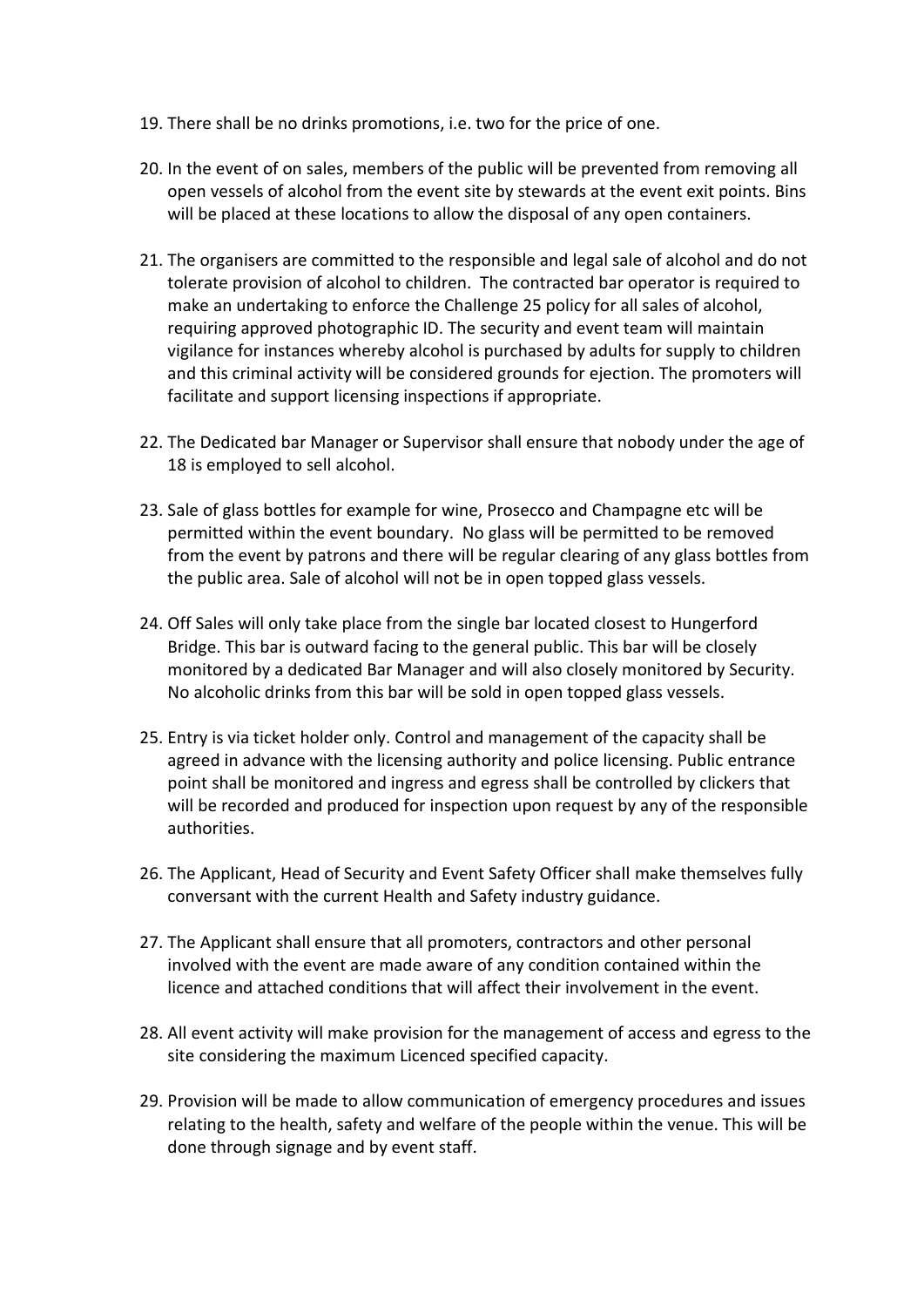19. There shall be no drinks promotions, i.e. two for the price of one.

20. In the event of on sales, members of the public will be prevented from removing all open vessels of alcohol from the event site by stewards at the event exit points. Bins will be placed at these locations to allow the disposal of any open containers.

21. The organisers are committed to the responsible and legal sale of alcohol and do not tolerate provision of alcohol to children. The contracted bar operator is required to make an undertaking to enforce the Challenge 25 policy for all sales of alcohol, requiring approved photographic ID. The security and event team will maintain vigilance for instances whereby alcohol is purchased by adults for supply to children and this criminal activity will be considered grounds for ejection. The promoters will facilitate and support licensing inspections if appropriate.

22. The Dedicated bar Manager or Supervisor shall ensure that nobody under the age of 18 is employed to sell alcohol.

23. Sale of glass bottles for example for wine, Prosecco and Champagne etc will be permitted within the event boundary. No glass will be permitted to be removed from the event by patrons and there will be regular clearing of any glass bottles from the public area. Sale of alcohol will not be in open topped glass vessels.

24. Off Sales will only take place from the single bar located closest to Hungerford Bridge. This bar is outward facing to the general public. This bar will be closely monitored by a dedicated Bar Manager and will also closely monitored by Security. No alcoholic drinks from this bar will be sold in open topped glass vessels.

25. Entry is via ticket holder only. Control and management of the capacity shall be agreed in advance with the licensing authority and police licensing. Public entrance point shall be monitored and ingress and egress shall be controlled by clickers that will be recorded and produced for inspection upon request by any of the responsible authorities.

26. The Applicant, Head of Security and Event Safety Officer shall make themselves fully conversant with the current Health and Safety industry guidance.

27. The Applicant shall ensure that all promoters, contractors and other personal involved with the event are made aware of any condition contained within the licence and attached conditions that will affect their involvement in the event.

28. All event activity will make provision for the management of access and egress to the site considering the maximum Licenced specified capacity.

29. Provision will be made to allow communication of emergency procedures and issues relating to the health, safety and welfare of the people within the venue. This will be done through signage and by event staff.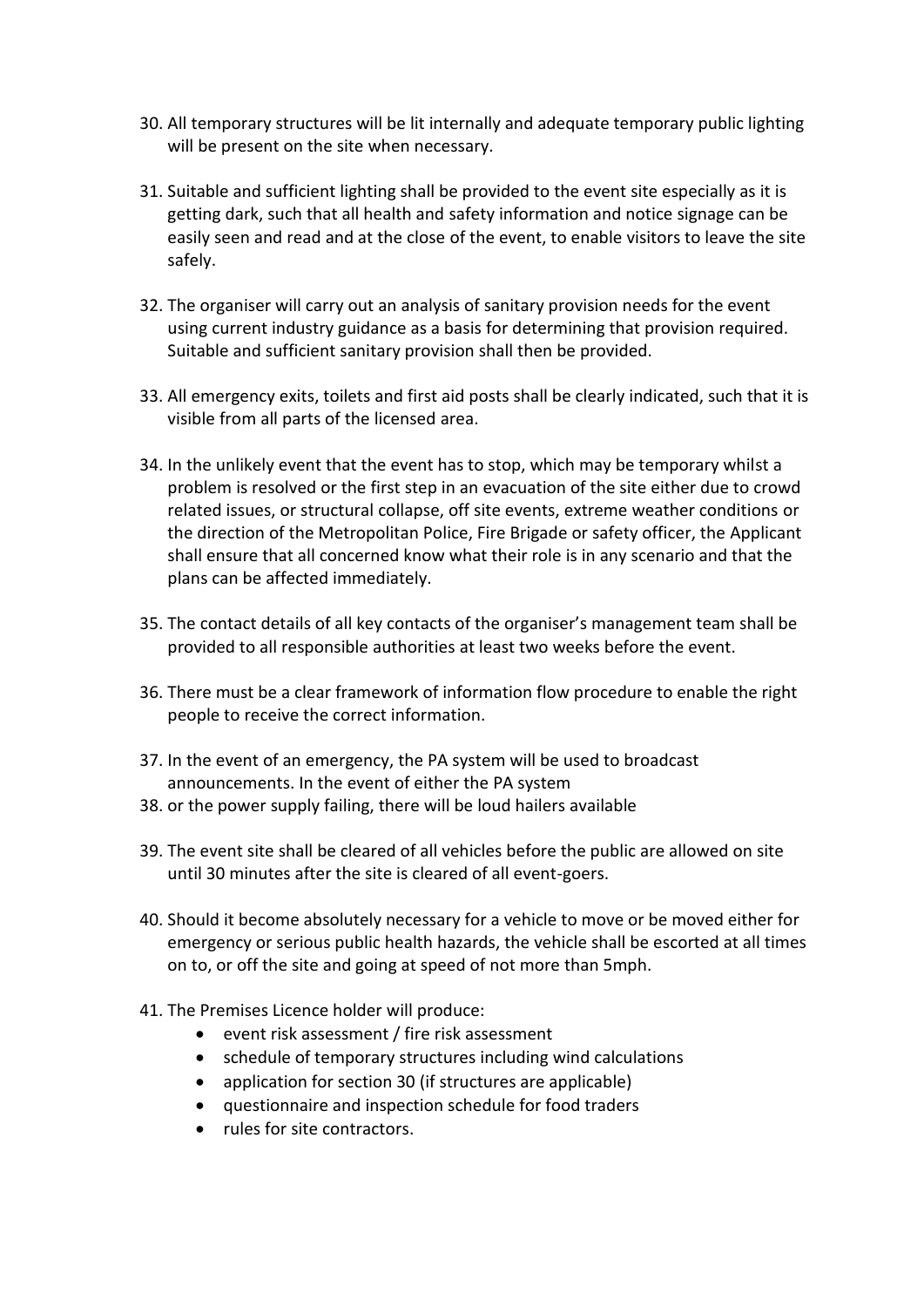30. All temporary structures will be lit internally and adequate temporary public lighting will be present on the site when necessary.

31. Suitable and sufficient lighting shall be provided to the event site especially as it is getting dark, such that all health and safety information and notice signage can be easily seen and read and at the close of the event, to enable visitors to leave the site safely.

32. The organiser will carry out an analysis of sanitary provision needs for the event using current industry guidance as a basis for determining that provision required. Suitable and sufficient sanitary provision shall then be provided.

33. All emergency exits, toilets and first aid posts shall be clearly indicated, such that it is visible from all parts of the licensed area.

34. In the unlikely event that the event has to stop, which may be temporary whilst a problem is resolved or the first step in an evacuation of the site either due to crowd related issues, or structural collapse, off site events, extreme weather conditions or the direction of the Metropolitan Police, Fire Brigade or safety officer, the Applicant shall ensure that all concerned know what their role is in any scenario and that the plans can be affected immediately.

35. The contact details of all key contacts of the organiser's management team shall be provided to all responsible authorities at least two weeks before the event.

36. There must be a clear framework of information flow procedure to enable the right people to receive the correct information.

37. In the event of an emergency, the PA system will be used to broadcast announcements. In the event of either the PA system

38. or the power supply failing, there will be loud hailers available

39. The event site shall be cleared of all vehicles before the public are allowed on site until 30 minutes after the site is cleared of all event-goers.

40. Should it become absolutely necessary for a vehicle to move or be moved either for emergency or serious public health hazards, the vehicle shall be escorted at all times on to, or off the site and going at speed of not more than 5mph.

41. The Premises Licence holder will produce:
    - event risk assessment / fire risk assessment
    - schedule of temporary structures including wind calculations
    - application for section 30 (if structures are applicable)
    - questionnaire and inspection schedule for food traders
    - rules for site contractors.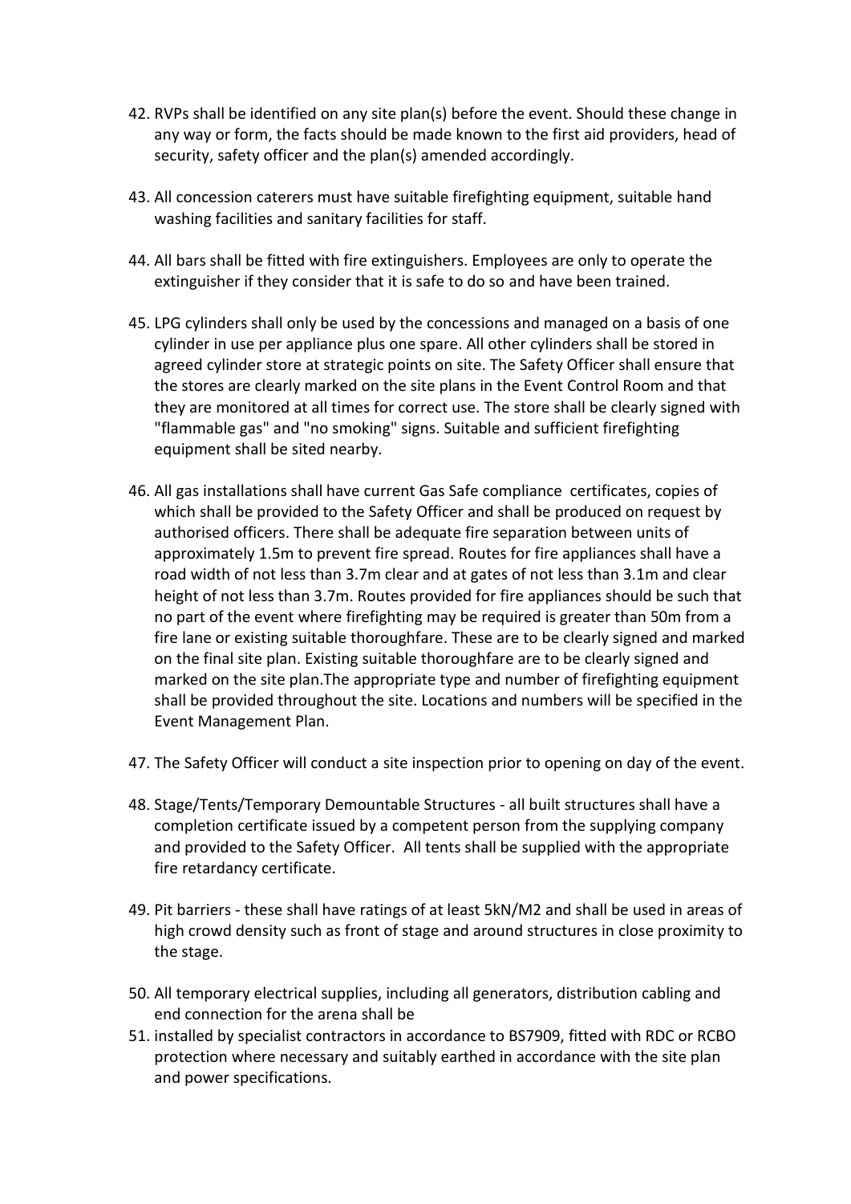42. RVPs shall be identified on any site plan(s) before the event. Should these change in any way or form, the facts should be made known to the first aid providers, head of security, safety officer and the plan(s) amended accordingly.

43. All concession caterers must have suitable firefighting equipment, suitable hand washing facilities and sanitary facilities for staff.

44. All bars shall be fitted with fire extinguishers. Employees are only to operate the extinguisher if they consider that it is safe to do so and have been trained.

45. LPG cylinders shall only be used by the concessions and managed on a basis of one cylinder in use per appliance plus one spare. All other cylinders shall be stored in agreed cylinder store at strategic points on site. The Safety Officer shall ensure that the stores are clearly marked on the site plans in the Event Control Room and that they are monitored at all times for correct use. The store shall be clearly signed with "flammable gas" and "no smoking" signs. Suitable and sufficient firefighting equipment shall be sited nearby.

46. All gas installations shall have current Gas Safe compliance certificates, copies of which shall be provided to the Safety Officer and shall be produced on request by authorised officers. There shall be adequate fire separation between units of approximately 1.5m to prevent fire spread. Routes for fire appliances shall have a road width of not less than 3.7m clear and at gates of not less than 3.1m and clear height of not less than 3.7m. Routes provided for fire appliances should be such that no part of the event where firefighting may be required is greater than 50m from a fire lane or existing suitable thoroughfare. These are to be clearly signed and marked on the final site plan. Existing suitable thoroughfare are to be clearly signed and marked on the site plan.The appropriate type and number of firefighting equipment shall be provided throughout the site. Locations and numbers will be specified in the Event Management Plan.

47. The Safety Officer will conduct a site inspection prior to opening on day of the event.

48. Stage/Tents/Temporary Demountable Structures - all built structures shall have a completion certificate issued by a competent person from the supplying company and provided to the Safety Officer. All tents shall be supplied with the appropriate fire retardancy certificate.

49. Pit barriers - these shall have ratings of at least 5kN/M2 and shall be used in areas of high crowd density such as front of stage and around structures in close proximity to the stage.

50. All temporary electrical supplies, including all generators, distribution cabling and end connection for the arena shall be

51. installed by specialist contractors in accordance to BS7909, fitted with RDC or RCBO protection where necessary and suitably earthed in accordance with the site plan and power specifications.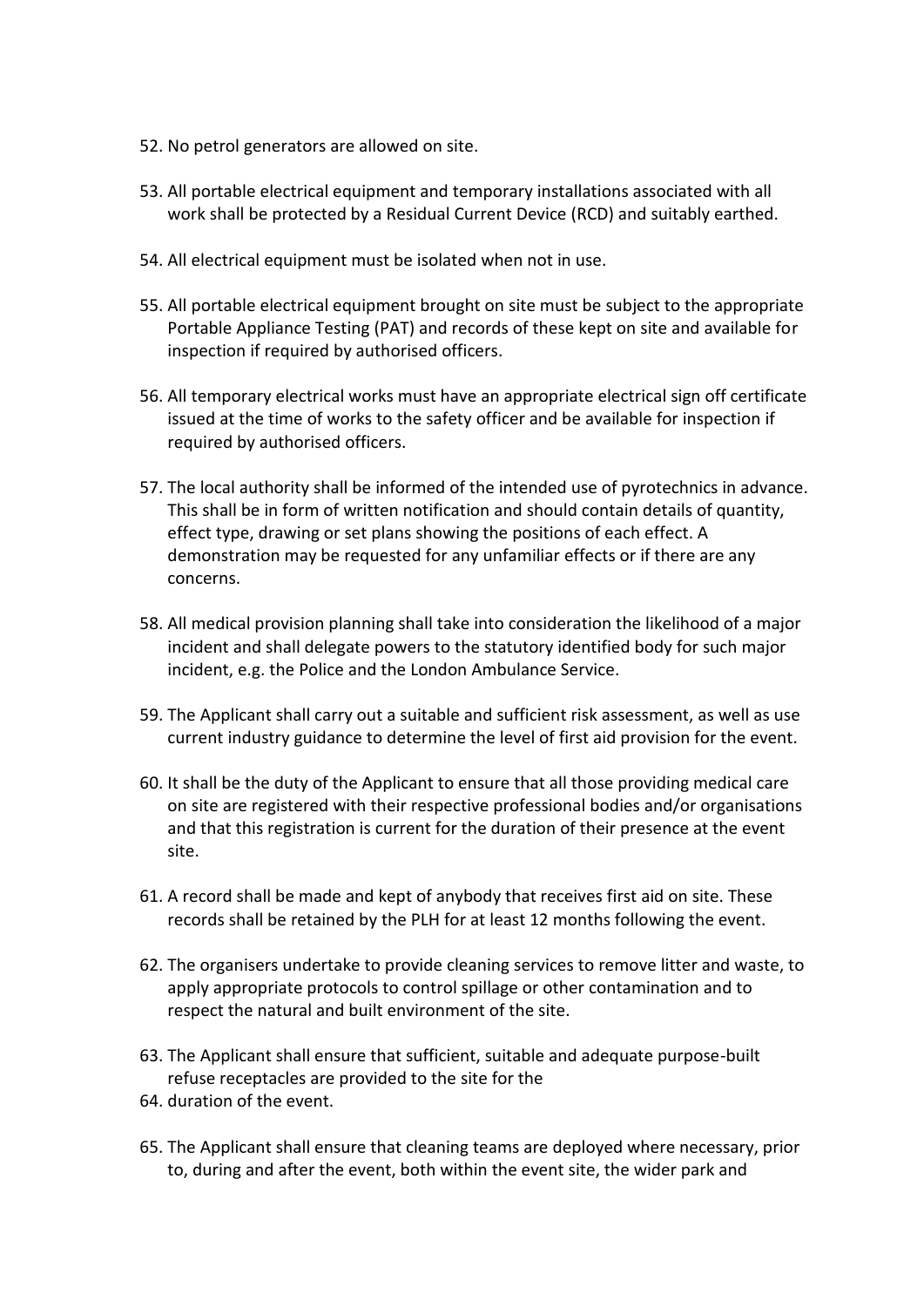52. No petrol generators are allowed on site.

53. All portable electrical equipment and temporary installations associated with all work shall be protected by a Residual Current Device (RCD) and suitably earthed.

54. All electrical equipment must be isolated when not in use.

55. All portable electrical equipment brought on site must be subject to the appropriate Portable Appliance Testing (PAT) and records of these kept on site and available for inspection if required by authorised officers.

56. All temporary electrical works must have an appropriate electrical sign off certificate issued at the time of works to the safety officer and be available for inspection if required by authorised officers.

57. The local authority shall be informed of the intended use of pyrotechnics in advance. This shall be in form of written notification and should contain details of quantity, effect type, drawing or set plans showing the positions of each effect. A demonstration may be requested for any unfamiliar effects or if there are any concerns.

58. All medical provision planning shall take into consideration the likelihood of a major incident and shall delegate powers to the statutory identified body for such major incident, e.g. the Police and the London Ambulance Service.

59. The Applicant shall carry out a suitable and sufficient risk assessment, as well as use current industry guidance to determine the level of first aid provision for the event.

60. It shall be the duty of the Applicant to ensure that all those providing medical care on site are registered with their respective professional bodies and/or organisations and that this registration is current for the duration of their presence at the event site.

61. A record shall be made and kept of anybody that receives first aid on site. These records shall be retained by the PLH for at least 12 months following the event.

62. The organisers undertake to provide cleaning services to remove litter and waste, to apply appropriate protocols to control spillage or other contamination and to respect the natural and built environment of the site.

63. The Applicant shall ensure that sufficient, suitable and adequate purpose-built refuse receptacles are provided to the site for the

64. duration of the event.

65. The Applicant shall ensure that cleaning teams are deployed where necessary, prior to, during and after the event, both within the event site, the wider park and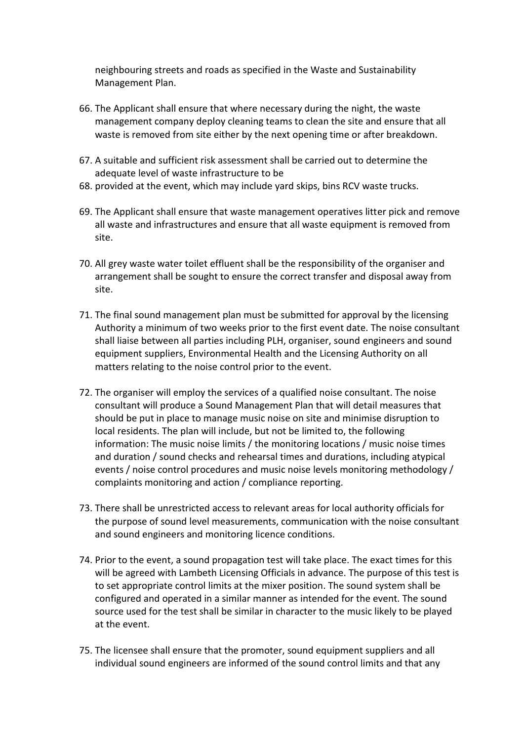neighbouring streets and roads as specified in the Waste and Sustainability Management Plan.

66. The Applicant shall ensure that where necessary during the night, the waste management company deploy cleaning teams to clean the site and ensure that all waste is removed from site either by the next opening time or after breakdown.

67. A suitable and sufficient risk assessment shall be carried out to determine the adequate level of waste infrastructure to be
68. provided at the event, which may include yard skips, bins RCV waste trucks.

69. The Applicant shall ensure that waste management operatives litter pick and remove all waste and infrastructures and ensure that all waste equipment is removed from site.

70. All grey waste water toilet effluent shall be the responsibility of the organiser and arrangement shall be sought to ensure the correct transfer and disposal away from site.

71. The final sound management plan must be submitted for approval by the licensing Authority a minimum of two weeks prior to the first event date. The noise consultant shall liaise between all parties including PLH, organiser, sound engineers and sound equipment suppliers, Environmental Health and the Licensing Authority on all matters relating to the noise control prior to the event.

72. The organiser will employ the services of a qualified noise consultant. The noise consultant will produce a Sound Management Plan that will detail measures that should be put in place to manage music noise on site and minimise disruption to local residents. The plan will include, but not be limited to, the following information: The music noise limits / the monitoring locations / music noise times and duration / sound checks and rehearsal times and durations, including atypical events / noise control procedures and music noise levels monitoring methodology / complaints monitoring and action / compliance reporting.

73. There shall be unrestricted access to relevant areas for local authority officials for the purpose of sound level measurements, communication with the noise consultant and sound engineers and monitoring licence conditions.

74. Prior to the event, a sound propagation test will take place. The exact times for this will be agreed with Lambeth Licensing Officials in advance. The purpose of this test is to set appropriate control limits at the mixer position. The sound system shall be configured and operated in a similar manner as intended for the event. The sound source used for the test shall be similar in character to the music likely to be played at the event.

75. The licensee shall ensure that the promoter, sound equipment suppliers and all individual sound engineers are informed of the sound control limits and that any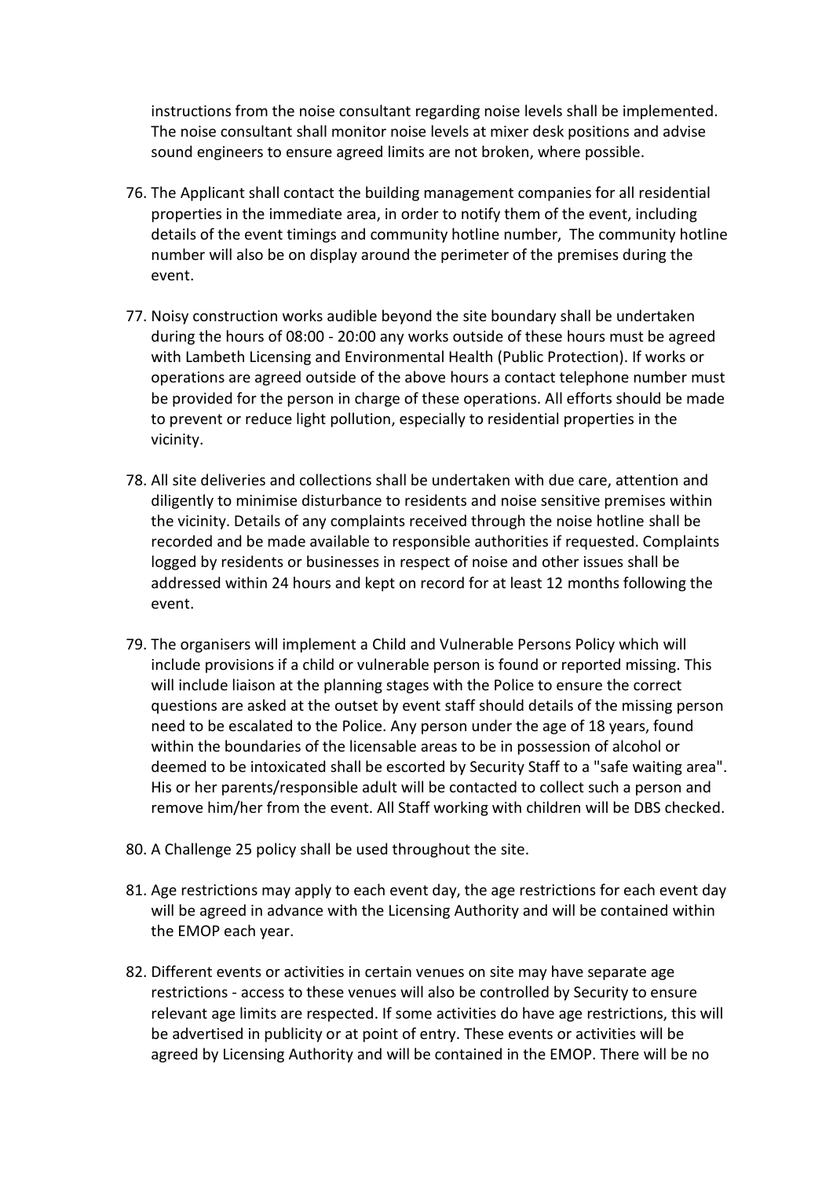instructions from the noise consultant regarding noise levels shall be implemented. The noise consultant shall monitor noise levels at mixer desk positions and advise sound engineers to ensure agreed limits are not broken, where possible.

76. The Applicant shall contact the building management companies for all residential properties in the immediate area, in order to notify them of the event, including details of the event timings and community hotline number, The community hotline number will also be on display around the perimeter of the premises during the event.

77. Noisy construction works audible beyond the site boundary shall be undertaken during the hours of 08:00 - 20:00 any works outside of these hours must be agreed with Lambeth Licensing and Environmental Health (Public Protection). If works or operations are agreed outside of the above hours a contact telephone number must be provided for the person in charge of these operations. All efforts should be made to prevent or reduce light pollution, especially to residential properties in the vicinity.

78. All site deliveries and collections shall be undertaken with due care, attention and diligently to minimise disturbance to residents and noise sensitive premises within the vicinity. Details of any complaints received through the noise hotline shall be recorded and be made available to responsible authorities if requested. Complaints logged by residents or businesses in respect of noise and other issues shall be addressed within 24 hours and kept on record for at least 12 months following the event.

79. The organisers will implement a Child and Vulnerable Persons Policy which will include provisions if a child or vulnerable person is found or reported missing. This will include liaison at the planning stages with the Police to ensure the correct questions are asked at the outset by event staff should details of the missing person need to be escalated to the Police. Any person under the age of 18 years, found within the boundaries of the licensable areas to be in possession of alcohol or deemed to be intoxicated shall be escorted by Security Staff to a "safe waiting area". His or her parents/responsible adult will be contacted to collect such a person and remove him/her from the event. All Staff working with children will be DBS checked.

80. A Challenge 25 policy shall be used throughout the site.

81. Age restrictions may apply to each event day, the age restrictions for each event day will be agreed in advance with the Licensing Authority and will be contained within the EMOP each year.

82. Different events or activities in certain venues on site may have separate age restrictions - access to these venues will also be controlled by Security to ensure relevant age limits are respected. If some activities do have age restrictions, this will be advertised in publicity or at point of entry. These events or activities will be agreed by Licensing Authority and will be contained in the EMOP. There will be no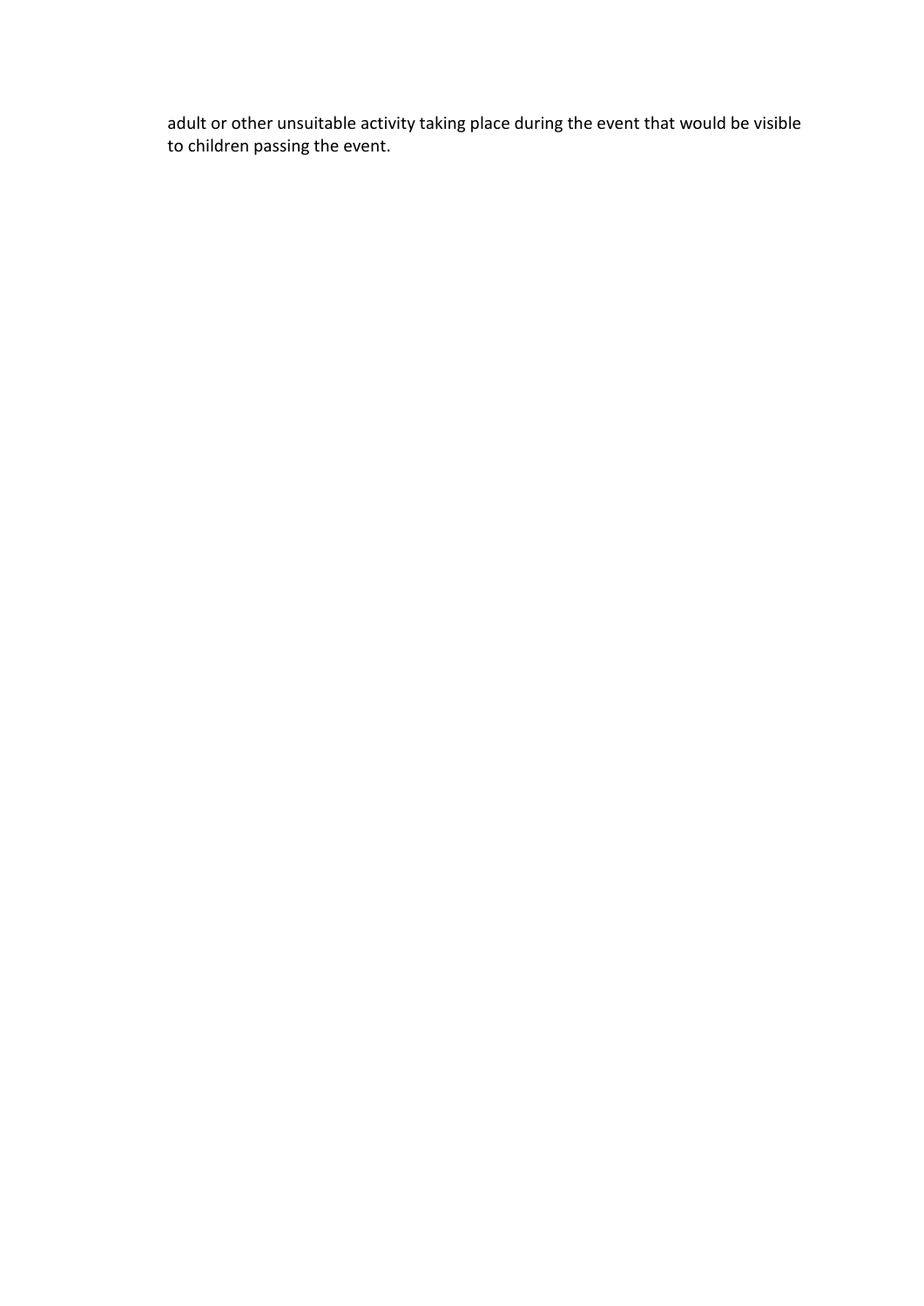adult or other unsuitable activity taking place during the event that would be visible to children passing the event.